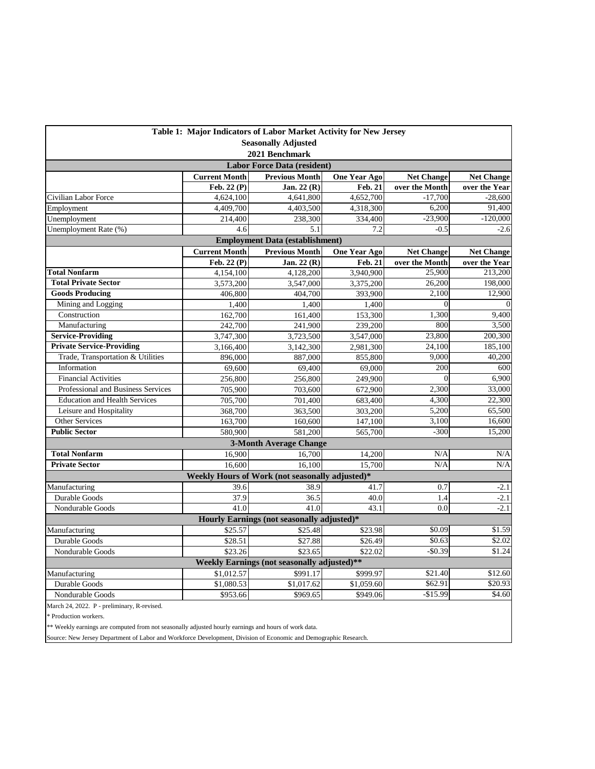**Table 1: Major Indicators of Labor Market Activity for New Jersey**
**Seasonally Adjusted**
**2021 Benchmark**

| | Current Month | Previous Month | One Year Ago | Net Change | Net Change |
|---|---|---|---|---|---|
| **Labor Force Data (resident)** | | | | | |
| | **Feb. 22 (P)** | **Jan. 22 (R)** | **Feb. 21** | **over the Month** | **over the Year** |
| Civilian Labor Force | 4,624,100 | 4,641,800 | 4,652,700 | -17,700 | -28,600 |
| Employment | 4,409,700 | 4,403,500 | 4,318,300 | 6,200 | 91,400 |
| Unemployment | 214,400 | 238,300 | 334,400 | -23,900 | -120,000 |
| Unemployment Rate (%) | 4.6 | 5.1 | 7.2 | -0.5 | -2.6 |
| **Employment Data (establishment)** | | | | | |
| | **Current Month** | **Previous Month** | **One Year Ago** | **Net Change** | **Net Change** |
| | **Feb. 22 (P)** | **Jan. 22 (R)** | **Feb. 21** | **over the Month** | **over the Year** |
| **Total Nonfarm** | 4,154,100 | 4,128,200 | 3,940,900 | 25,900 | 213,200 |
| **Total Private Sector** | 3,573,200 | 3,547,000 | 3,375,200 | 26,200 | 198,000 |
| **Goods Producing** | 406,800 | 404,700 | 393,900 | 2,100 | 12,900 |
| Mining and Logging | 1,400 | 1,400 | 1,400 | 0 | 0 |
| Construction | 162,700 | 161,400 | 153,300 | 1,300 | 9,400 |
| Manufacturing | 242,700 | 241,900 | 239,200 | 800 | 3,500 |
| **Service-Providing** | 3,747,300 | 3,723,500 | 3,547,000 | 23,800 | 200,300 |
| **Private Service-Providing** | 3,166,400 | 3,142,300 | 2,981,300 | 24,100 | 185,100 |
| Trade, Transportation & Utilities | 896,000 | 887,000 | 855,800 | 9,000 | 40,200 |
| Information | 69,600 | 69,400 | 69,000 | 200 | 600 |
| Financial Activities | 256,800 | 256,800 | 249,900 | 0 | 6,900 |
| Professional and Business Services | 705,900 | 703,600 | 672,900 | 2,300 | 33,000 |
| Education and Health Services | 705,700 | 701,400 | 683,400 | 4,300 | 22,300 |
| Leisure and Hospitality | 368,700 | 363,500 | 303,200 | 5,200 | 65,500 |
| Other Services | 163,700 | 160,600 | 147,100 | 3,100 | 16,600 |
| **Public Sector** | 580,900 | 581,200 | 565,700 | -300 | 15,200 |
| **3-Month Average Change** | | | | | |
| **Total Nonfarm** | 16,900 | 16,700 | 14,200 | N/A | N/A |
| **Private Sector** | 16,600 | 16,100 | 15,700 | N/A | N/A |
| **Weekly Hours of Work (not seasonally adjusted)*** | | | | | |
| Manufacturing | 39.6 | 38.9 | 41.7 | 0.7 | -2.1 |
| Durable Goods | 37.9 | 36.5 | 40.0 | 1.4 | -2.1 |
| Nondurable Goods | 41.0 | 41.0 | 43.1 | 0.0 | -2.1 |
| **Hourly Earnings (not seasonally adjusted)*** | | | | | |
| Manufacturing | $25.57 | $25.48 | $23.98 | $0.09 | $1.59 |
| Durable Goods | $28.51 | $27.88 | $26.49 | $0.63 | $2.02 |
| Nondurable Goods | $23.26 | $23.65 | $22.02 | -$0.39 | $1.24 |
| **Weekly Earnings (not seasonally adjusted)**** | | | | | |
| Manufacturing | $1,012.57 | $991.17 | $999.97 | $21.40 | $12.60 |
| Durable Goods | $1,080.53 | $1,017.62 | $1,059.60 | $62.91 | $20.93 |
| Nondurable Goods | $953.66 | $969.65 | $949.06 | -$15.99 | $4.60 |

March 24, 2022. P - preliminary, R-revised.

* Production workers.

** Weekly earnings are computed from not seasonally adjusted hourly earnings and hours of work data.

Source: New Jersey Department of Labor and Workforce Development, Division of Economic and Demographic Research.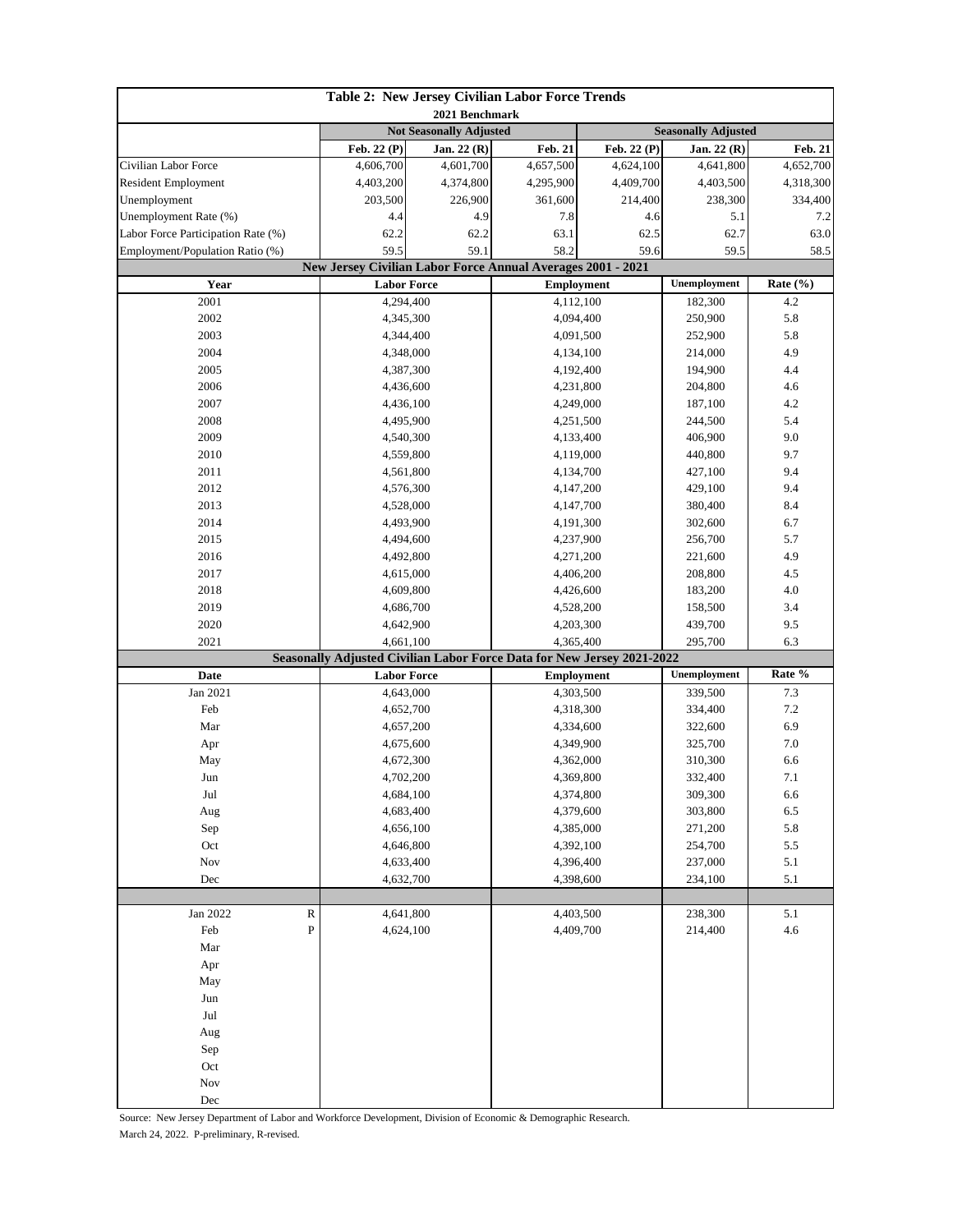# Table 2: New Jersey Civilian Labor Force Trends

2021 Benchmark

| | Not Seasonally Adjusted | | | Seasonally Adjusted | | |
|---|---|---|---|---|---|---|
| | Feb. 22 (P) | Jan. 22 (R) | Feb. 21 | Feb. 22 (P) | Jan. 22 (R) | Feb. 21 |
| Civilian Labor Force | 4,606,700 | 4,601,700 | 4,657,500 | 4,624,100 | 4,641,800 | 4,652,700 |
| Resident Employment | 4,403,200 | 4,374,800 | 4,295,900 | 4,409,700 | 4,403,500 | 4,318,300 |
| Unemployment | 203,500 | 226,900 | 361,600 | 214,400 | 238,300 | 334,400 |
| Unemployment Rate (%) | 4.4 | 4.9 | 7.8 | 4.6 | 5.1 | 7.2 |
| Labor Force Participation Rate (%) | 62.2 | 62.2 | 63.1 | 62.5 | 62.7 | 63.0 |
| Employment/Population Ratio (%) | 59.5 | 59.1 | 58.2 | 59.6 | 59.5 | 58.5 |

## New Jersey Civilian Labor Force Annual Averages 2001 - 2021

| Year | Labor Force | Employment | Unemployment | Rate (%) |
|---|---|---|---|---|
| 2001 | 4,294,400 | 4,112,100 | 182,300 | 4.2 |
| 2002 | 4,345,300 | 4,094,400 | 250,900 | 5.8 |
| 2003 | 4,344,400 | 4,091,500 | 252,900 | 5.8 |
| 2004 | 4,348,000 | 4,134,100 | 214,000 | 4.9 |
| 2005 | 4,387,300 | 4,192,400 | 194,900 | 4.4 |
| 2006 | 4,436,600 | 4,231,800 | 204,800 | 4.6 |
| 2007 | 4,436,100 | 4,249,000 | 187,100 | 4.2 |
| 2008 | 4,495,900 | 4,251,500 | 244,500 | 5.4 |
| 2009 | 4,540,300 | 4,133,400 | 406,900 | 9.0 |
| 2010 | 4,559,800 | 4,119,000 | 440,800 | 9.7 |
| 2011 | 4,561,800 | 4,134,700 | 427,100 | 9.4 |
| 2012 | 4,576,300 | 4,147,200 | 429,100 | 9.4 |
| 2013 | 4,528,000 | 4,147,700 | 380,400 | 8.4 |
| 2014 | 4,493,900 | 4,191,300 | 302,600 | 6.7 |
| 2015 | 4,494,600 | 4,237,900 | 256,700 | 5.7 |
| 2016 | 4,492,800 | 4,271,200 | 221,600 | 4.9 |
| 2017 | 4,615,000 | 4,406,200 | 208,800 | 4.5 |
| 2018 | 4,609,800 | 4,426,600 | 183,200 | 4.0 |
| 2019 | 4,686,700 | 4,528,200 | 158,500 | 3.4 |
| 2020 | 4,642,900 | 4,203,300 | 439,700 | 9.5 |
| 2021 | 4,661,100 | 4,365,400 | 295,700 | 6.3 |

## Seasonally Adjusted Civilian Labor Force Data for New Jersey 2021-2022

| Date | | Labor Force | Employment | Unemployment | Rate % |
|---|---|---|---|---|---|
| Jan 2021 | | 4,643,000 | 4,303,500 | 339,500 | 7.3 |
| Feb | | 4,652,700 | 4,318,300 | 334,400 | 7.2 |
| Mar | | 4,657,200 | 4,334,600 | 322,600 | 6.9 |
| Apr | | 4,675,600 | 4,349,900 | 325,700 | 7.0 |
| May | | 4,672,300 | 4,362,000 | 310,300 | 6.6 |
| Jun | | 4,702,200 | 4,369,800 | 332,400 | 7.1 |
| Jul | | 4,684,100 | 4,374,800 | 309,300 | 6.6 |
| Aug | | 4,683,400 | 4,379,600 | 303,800 | 6.5 |
| Sep | | 4,656,100 | 4,385,000 | 271,200 | 5.8 |
| Oct | | 4,646,800 | 4,392,100 | 254,700 | 5.5 |
| Nov | | 4,633,400 | 4,396,400 | 237,000 | 5.1 |
| Dec | | 4,632,700 | 4,398,600 | 234,100 | 5.1 |
| | | | | | |
| Jan 2022 | R | 4,641,800 | 4,403,500 | 238,300 | 5.1 |
| Feb | P | 4,624,100 | 4,409,700 | 214,400 | 4.6 |
| Mar | | | | | |
| Apr | | | | | |
| May | | | | | |
| Jun | | | | | |
| Jul | | | | | |
| Aug | | | | | |
| Sep | | | | | |
| Oct | | | | | |
| Nov | | | | | |
| Dec | | | | | |

Source: New Jersey Department of Labor and Workforce Development, Division of Economic & Demographic Research.

March 24, 2022. P-preliminary, R-revised.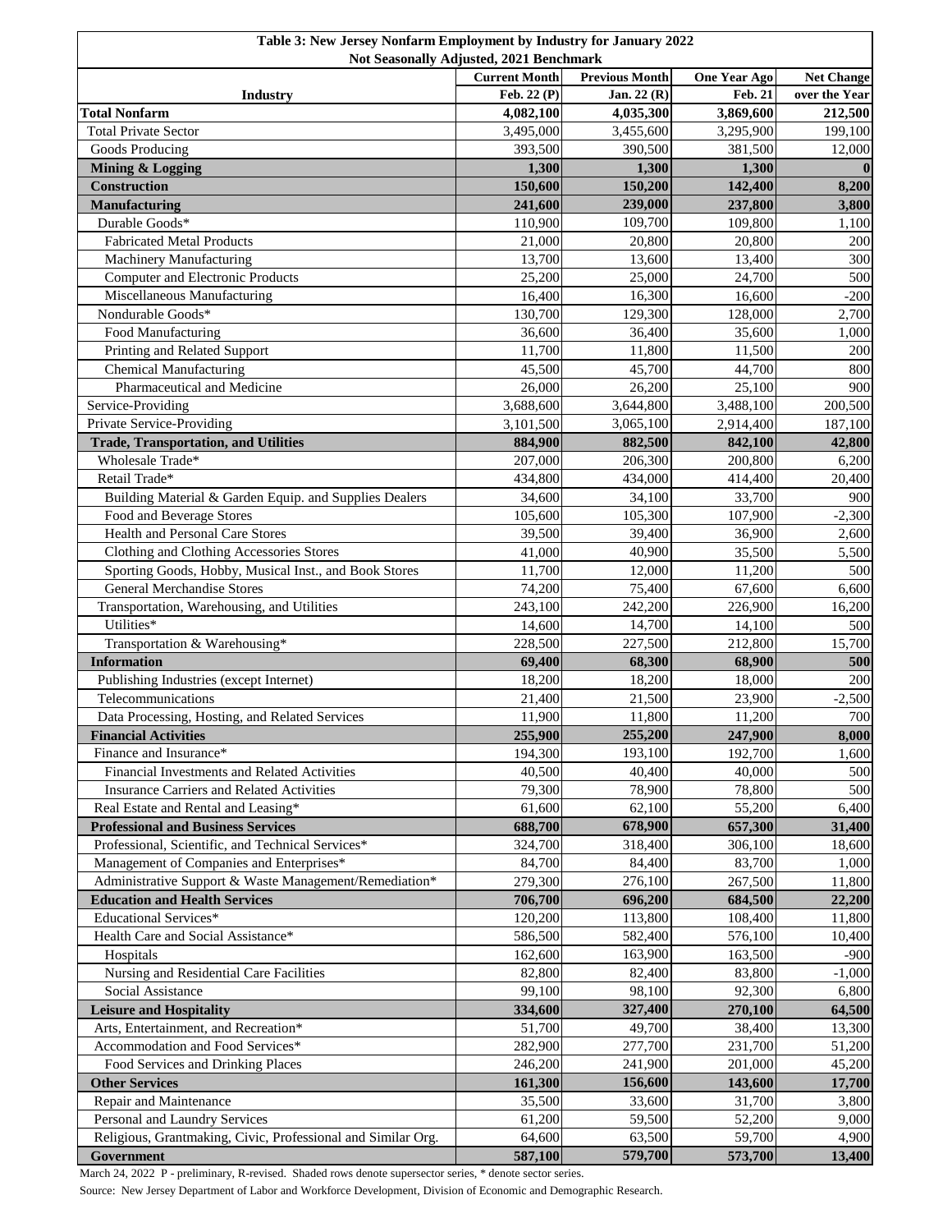**Table 3: New Jersey Nonfarm Employment by Industry for January 2022**
**Not Seasonally Adjusted, 2021 Benchmark**

| Industry | Current Month Feb. 22 (P) | Previous Month Jan. 22 (R) | One Year Ago Feb. 21 | Net Change over the Year |
|---|---|---|---|---|
| **Total Nonfarm** | **4,082,100** | **4,035,300** | **3,869,600** | **212,500** |
| Total Private Sector | 3,495,000 | 3,455,600 | 3,295,900 | 199,100 |
| Goods Producing | 393,500 | 390,500 | 381,500 | 12,000 |
| **Mining & Logging** | **1,300** | **1,300** | **1,300** | **0** |
| **Construction** | **150,600** | **150,200** | **142,400** | **8,200** |
| **Manufacturing** | **241,600** | **239,000** | **237,800** | **3,800** |
| Durable Goods* | 110,900 | 109,700 | 109,800 | 1,100 |
| Fabricated Metal Products | 21,000 | 20,800 | 20,800 | 200 |
| Machinery Manufacturing | 13,700 | 13,600 | 13,400 | 300 |
| Computer and Electronic Products | 25,200 | 25,000 | 24,700 | 500 |
| Miscellaneous Manufacturing | 16,400 | 16,300 | 16,600 | -200 |
| Nondurable Goods* | 130,700 | 129,300 | 128,000 | 2,700 |
| Food Manufacturing | 36,600 | 36,400 | 35,600 | 1,000 |
| Printing and Related Support | 11,700 | 11,800 | 11,500 | 200 |
| Chemical Manufacturing | 45,500 | 45,700 | 44,700 | 800 |
| Pharmaceutical and Medicine | 26,000 | 26,200 | 25,100 | 900 |
| Service-Providing | 3,688,600 | 3,644,800 | 3,488,100 | 200,500 |
| Private Service-Providing | 3,101,500 | 3,065,100 | 2,914,400 | 187,100 |
| **Trade, Transportation, and Utilities** | **884,900** | **882,500** | **842,100** | **42,800** |
| Wholesale Trade* | 207,000 | 206,300 | 200,800 | 6,200 |
| Retail Trade* | 434,800 | 434,000 | 414,400 | 20,400 |
| Building Material & Garden Equip. and Supplies Dealers | 34,600 | 34,100 | 33,700 | 900 |
| Food and Beverage Stores | 105,600 | 105,300 | 107,900 | -2,300 |
| Health and Personal Care Stores | 39,500 | 39,400 | 36,900 | 2,600 |
| Clothing and Clothing Accessories Stores | 41,000 | 40,900 | 35,500 | 5,500 |
| Sporting Goods, Hobby, Musical Inst., and Book Stores | 11,700 | 12,000 | 11,200 | 500 |
| General Merchandise Stores | 74,200 | 75,400 | 67,600 | 6,600 |
| Transportation, Warehousing, and Utilities | 243,100 | 242,200 | 226,900 | 16,200 |
| Utilities* | 14,600 | 14,700 | 14,100 | 500 |
| Transportation & Warehousing* | 228,500 | 227,500 | 212,800 | 15,700 |
| **Information** | **69,400** | **68,300** | **68,900** | **500** |
| Publishing Industries (except Internet) | 18,200 | 18,200 | 18,000 | 200 |
| Telecommunications | 21,400 | 21,500 | 23,900 | -2,500 |
| Data Processing, Hosting, and Related Services | 11,900 | 11,800 | 11,200 | 700 |
| **Financial Activities** | **255,900** | **255,200** | **247,900** | **8,000** |
| Finance and Insurance* | 194,300 | 193,100 | 192,700 | 1,600 |
| Financial Investments and Related Activities | 40,500 | 40,400 | 40,000 | 500 |
| Insurance Carriers and Related Activities | 79,300 | 78,900 | 78,800 | 500 |
| Real Estate and Rental and Leasing* | 61,600 | 62,100 | 55,200 | 6,400 |
| **Professional and Business Services** | **688,700** | **678,900** | **657,300** | **31,400** |
| Professional, Scientific, and Technical Services* | 324,700 | 318,400 | 306,100 | 18,600 |
| Management of Companies and Enterprises* | 84,700 | 84,400 | 83,700 | 1,000 |
| Administrative Support & Waste Management/Remediation* | 279,300 | 276,100 | 267,500 | 11,800 |
| **Education and Health Services** | **706,700** | **696,200** | **684,500** | **22,200** |
| Educational Services* | 120,200 | 113,800 | 108,400 | 11,800 |
| Health Care and Social Assistance* | 586,500 | 582,400 | 576,100 | 10,400 |
| Hospitals | 162,600 | 163,900 | 163,500 | -900 |
| Nursing and Residential Care Facilities | 82,800 | 82,400 | 83,800 | -1,000 |
| Social Assistance | 99,100 | 98,100 | 92,300 | 6,800 |
| **Leisure and Hospitality** | **334,600** | **327,400** | **270,100** | **64,500** |
| Arts, Entertainment, and Recreation* | 51,700 | 49,700 | 38,400 | 13,300 |
| Accommodation and Food Services* | 282,900 | 277,700 | 231,700 | 51,200 |
| Food Services and Drinking Places | 246,200 | 241,900 | 201,000 | 45,200 |
| **Other Services** | **161,300** | **156,600** | **143,600** | **17,700** |
| Repair and Maintenance | 35,500 | 33,600 | 31,700 | 3,800 |
| Personal and Laundry Services | 61,200 | 59,500 | 52,200 | 9,000 |
| Religious, Grantmaking, Civic, Professional and Similar Org. | 64,600 | 63,500 | 59,700 | 4,900 |
| **Government** | **587,100** | **579,700** | **573,700** | **13,400** |

March 24, 2022 P - preliminary, R-revised. Shaded rows denote supersector series, * denote sector series.

Source: New Jersey Department of Labor and Workforce Development, Division of Economic and Demographic Research.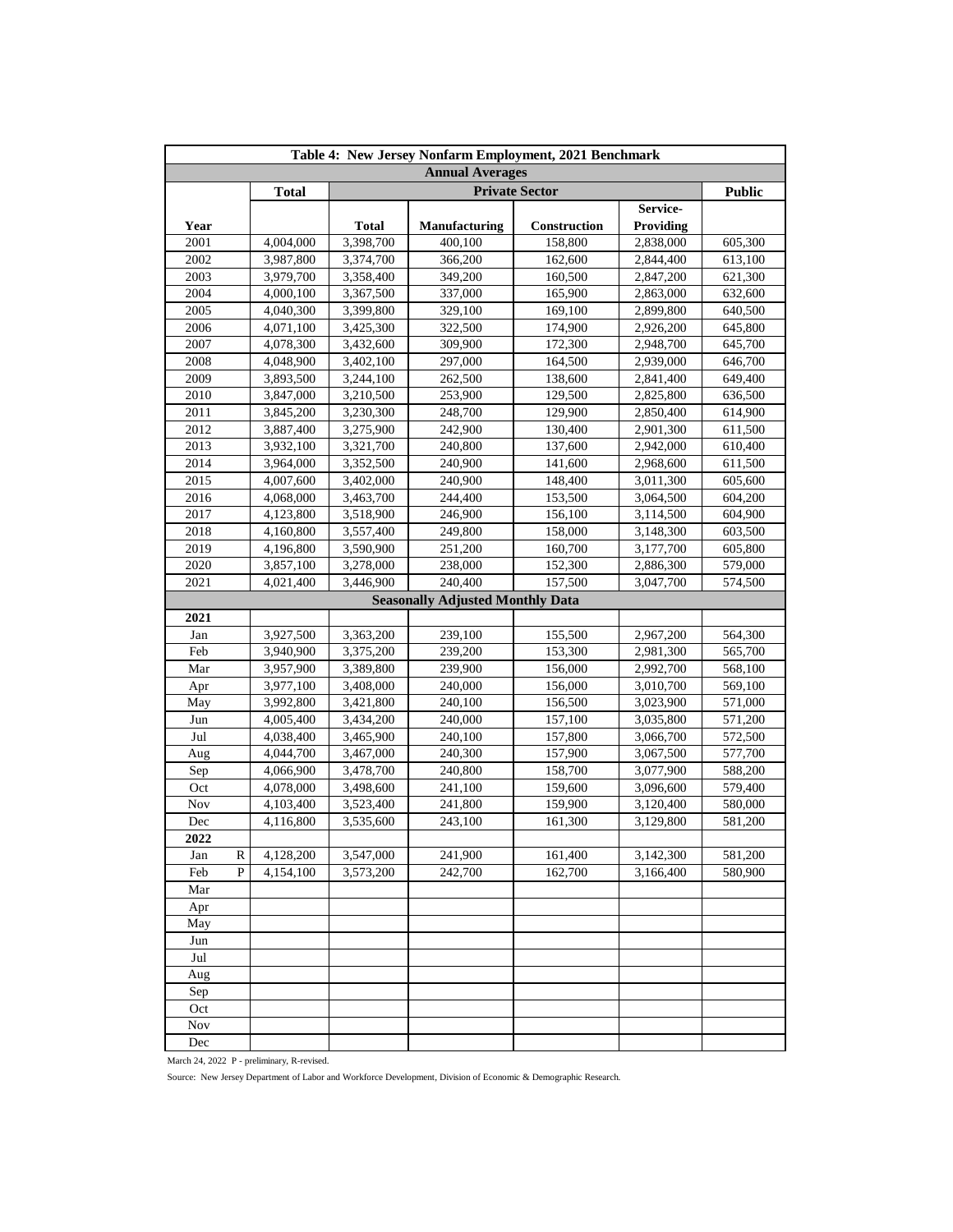# Table 4: New Jersey Nonfarm Employment, 2021 Benchmark

| Year | Total | Private Sector | | | | Public |
|---|---|---|---|---|---|---|
| | | Total | Manufacturing | Construction | Service-Providing | |
| **Annual Averages** | | | | | | |
| 2001 | 4,004,000 | 3,398,700 | 400,100 | 158,800 | 2,838,000 | 605,300 |
| 2002 | 3,987,800 | 3,374,700 | 366,200 | 162,600 | 2,844,400 | 613,100 |
| 2003 | 3,979,700 | 3,358,400 | 349,200 | 160,500 | 2,847,200 | 621,300 |
| 2004 | 4,000,100 | 3,367,500 | 337,000 | 165,900 | 2,863,000 | 632,600 |
| 2005 | 4,040,300 | 3,399,800 | 329,100 | 169,100 | 2,899,800 | 640,500 |
| 2006 | 4,071,100 | 3,425,300 | 322,500 | 174,900 | 2,926,200 | 645,800 |
| 2007 | 4,078,300 | 3,432,600 | 309,900 | 172,300 | 2,948,700 | 645,700 |
| 2008 | 4,048,900 | 3,402,100 | 297,000 | 164,500 | 2,939,000 | 646,700 |
| 2009 | 3,893,500 | 3,244,100 | 262,500 | 138,600 | 2,841,400 | 649,400 |
| 2010 | 3,847,000 | 3,210,500 | 253,900 | 129,500 | 2,825,800 | 636,500 |
| 2011 | 3,845,200 | 3,230,300 | 248,700 | 129,900 | 2,850,400 | 614,900 |
| 2012 | 3,887,400 | 3,275,900 | 242,900 | 130,400 | 2,901,300 | 611,500 |
| 2013 | 3,932,100 | 3,321,700 | 240,800 | 137,600 | 2,942,000 | 610,400 |
| 2014 | 3,964,000 | 3,352,500 | 240,900 | 141,600 | 2,968,600 | 611,500 |
| 2015 | 4,007,600 | 3,402,000 | 240,900 | 148,400 | 3,011,300 | 605,600 |
| 2016 | 4,068,000 | 3,463,700 | 244,400 | 153,500 | 3,064,500 | 604,200 |
| 2017 | 4,123,800 | 3,518,900 | 246,900 | 156,100 | 3,114,500 | 604,900 |
| 2018 | 4,160,800 | 3,557,400 | 249,800 | 158,000 | 3,148,300 | 603,500 |
| 2019 | 4,196,800 | 3,590,900 | 251,200 | 160,700 | 3,177,700 | 605,800 |
| 2020 | 3,857,100 | 3,278,000 | 238,000 | 152,300 | 2,886,300 | 579,000 |
| 2021 | 4,021,400 | 3,446,900 | 240,400 | 157,500 | 3,047,700 | 574,500 |
| **Seasonally Adjusted Monthly Data** | | | | | | |
| **2021** | | | | | | |
| Jan | 3,927,500 | 3,363,200 | 239,100 | 155,500 | 2,967,200 | 564,300 |
| Feb | 3,940,900 | 3,375,200 | 239,200 | 153,300 | 2,981,300 | 565,700 |
| Mar | 3,957,900 | 3,389,800 | 239,900 | 156,000 | 2,992,700 | 568,100 |
| Apr | 3,977,100 | 3,408,000 | 240,000 | 156,000 | 3,010,700 | 569,100 |
| May | 3,992,800 | 3,421,800 | 240,100 | 156,500 | 3,023,900 | 571,000 |
| Jun | 4,005,400 | 3,434,200 | 240,000 | 157,100 | 3,035,800 | 571,200 |
| Jul | 4,038,400 | 3,465,900 | 240,100 | 157,800 | 3,066,700 | 572,500 |
| Aug | 4,044,700 | 3,467,000 | 240,300 | 157,900 | 3,067,500 | 577,700 |
| Sep | 4,066,900 | 3,478,700 | 240,800 | 158,700 | 3,077,900 | 588,200 |
| Oct | 4,078,000 | 3,498,600 | 241,100 | 159,600 | 3,096,600 | 579,400 |
| Nov | 4,103,400 | 3,523,400 | 241,800 | 159,900 | 3,120,400 | 580,000 |
| Dec | 4,116,800 | 3,535,600 | 243,100 | 161,300 | 3,129,800 | 581,200 |
| **2022** | | | | | | |
| Jan R | 4,128,200 | 3,547,000 | 241,900 | 161,400 | 3,142,300 | 581,200 |
| Feb P | 4,154,100 | 3,573,200 | 242,700 | 162,700 | 3,166,400 | 580,900 |
| Mar | | | | | | |
| Apr | | | | | | |
| May | | | | | | |
| Jun | | | | | | |
| Jul | | | | | | |
| Aug | | | | | | |
| Sep | | | | | | |
| Oct | | | | | | |
| Nov | | | | | | |
| Dec | | | | | | |

March 24, 2022 P - preliminary, R-revised.

Source: New Jersey Department of Labor and Workforce Development, Division of Economic & Demographic Research.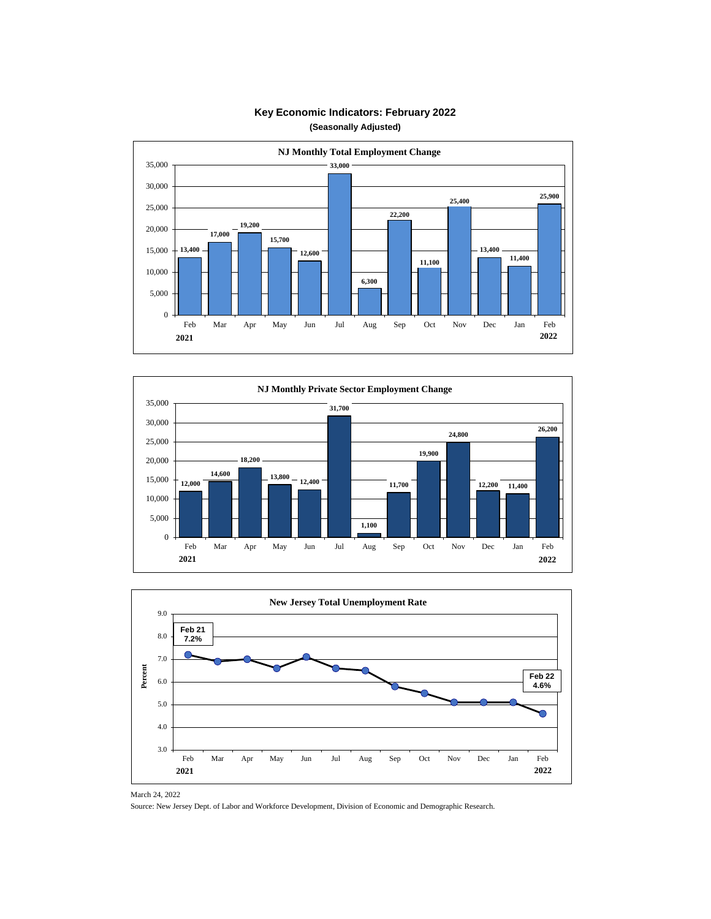# Key Economic Indicators: February 2022

**(Seasonally Adjusted)**

**NJ Monthly Total Employment Change**

35,000
30,000
25,000
20,000
15,000
10,000
5,000
0

13,400 17,000 19,200 15,700 12,600 33,000 6,300 22,200 11,100 25,400 13,400 11,400 25,900

Feb Mar Apr May Jun Jul Aug Sep Oct Nov Dec Jan Feb

2021 2022

**NJ Monthly Private Sector Employment Change**

35,000
30,000
25,000
20,000
15,000
10,000
5,000
0

12,000 14,600 18,200 13,800 12,400 31,700 1,100 11,700 19,900 24,800 12,200 11,400 26,200

Feb Mar Apr May Jun Jul Aug Sep Oct Nov Dec Jan Feb

2021 2022

**New Jersey Total Unemployment Rate**

Percent

9.0
8.0
7.0
6.0
5.0
4.0
3.0

Feb 21
7.2%

Feb 22
4.6%

Feb Mar Apr May Jun Jul Aug Sep Oct Nov Dec Jan Feb

2021 2022

March 24, 2022

Source: New Jersey Dept. of Labor and Workforce Development, Division of Economic and Demographic Research.